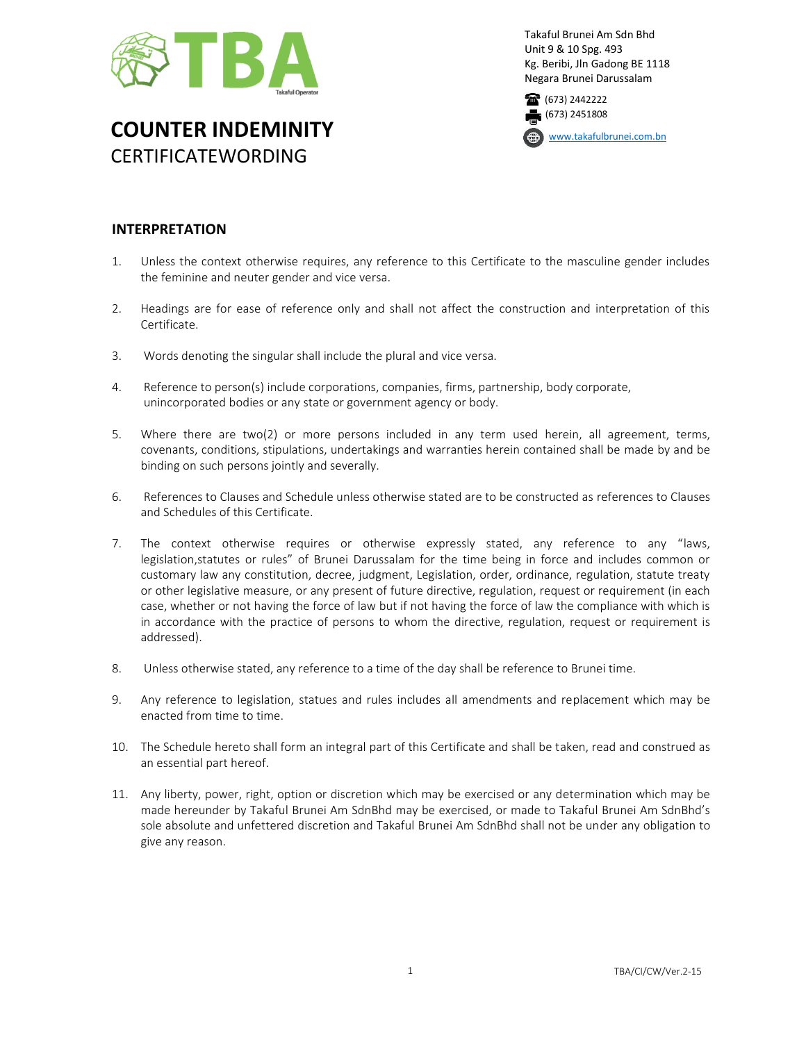TBA

Takaful Operator

Takaful Brunei Am Sdn Bhd
Unit 9 & 10 Spg. 493
Kg. Beribi, Jln Gadong BE 1118
Negara Brunei Darussalam

(673) 2442222
(673) 2451808

www.takafulbrunei.com.bn

# COUNTER INDEMINITY
CERTIFICATEWORDING

## INTERPRETATION

1. Unless the context otherwise requires, any reference to this Certificate to the masculine gender includes the feminine and neuter gender and vice versa.

2. Headings are for ease of reference only and shall not affect the construction and interpretation of this Certificate.

3. Words denoting the singular shall include the plural and vice versa.

4. Reference to person(s) include corporations, companies, firms, partnership, body corporate, unincorporated bodies or any state or government agency or body.

5. Where there are two(2) or more persons included in any term used herein, all agreement, terms, covenants, conditions, stipulations, undertakings and warranties herein contained shall be made by and be binding on such persons jointly and severally.

6. References to Clauses and Schedule unless otherwise stated are to be constructed as references to Clauses and Schedules of this Certificate.

7. The context otherwise requires or otherwise expressly stated, any reference to any “laws, legislation,statutes or rules” of Brunei Darussalam for the time being in force and includes common or customary law any constitution, decree, judgment, Legislation, order, ordinance, regulation, statute treaty or other legislative measure, or any present of future directive, regulation, request or requirement (in each case, whether or not having the force of law but if not having the force of law the compliance with which is in accordance with the practice of persons to whom the directive, regulation, request or requirement is addressed).

8. Unless otherwise stated, any reference to a time of the day shall be reference to Brunei time.

9. Any reference to legislation, statues and rules includes all amendments and replacement which may be enacted from time to time.

10. The Schedule hereto shall form an integral part of this Certificate and shall be taken, read and construed as an essential part hereof.

11. Any liberty, power, right, option or discretion which may be exercised or any determination which may be made hereunder by Takaful Brunei Am SdnBhd may be exercised, or made to Takaful Brunei Am SdnBhd’s sole absolute and unfettered discretion and Takaful Brunei Am SdnBhd shall not be under any obligation to give any reason.

TBA/CI/CW/Ver.2-15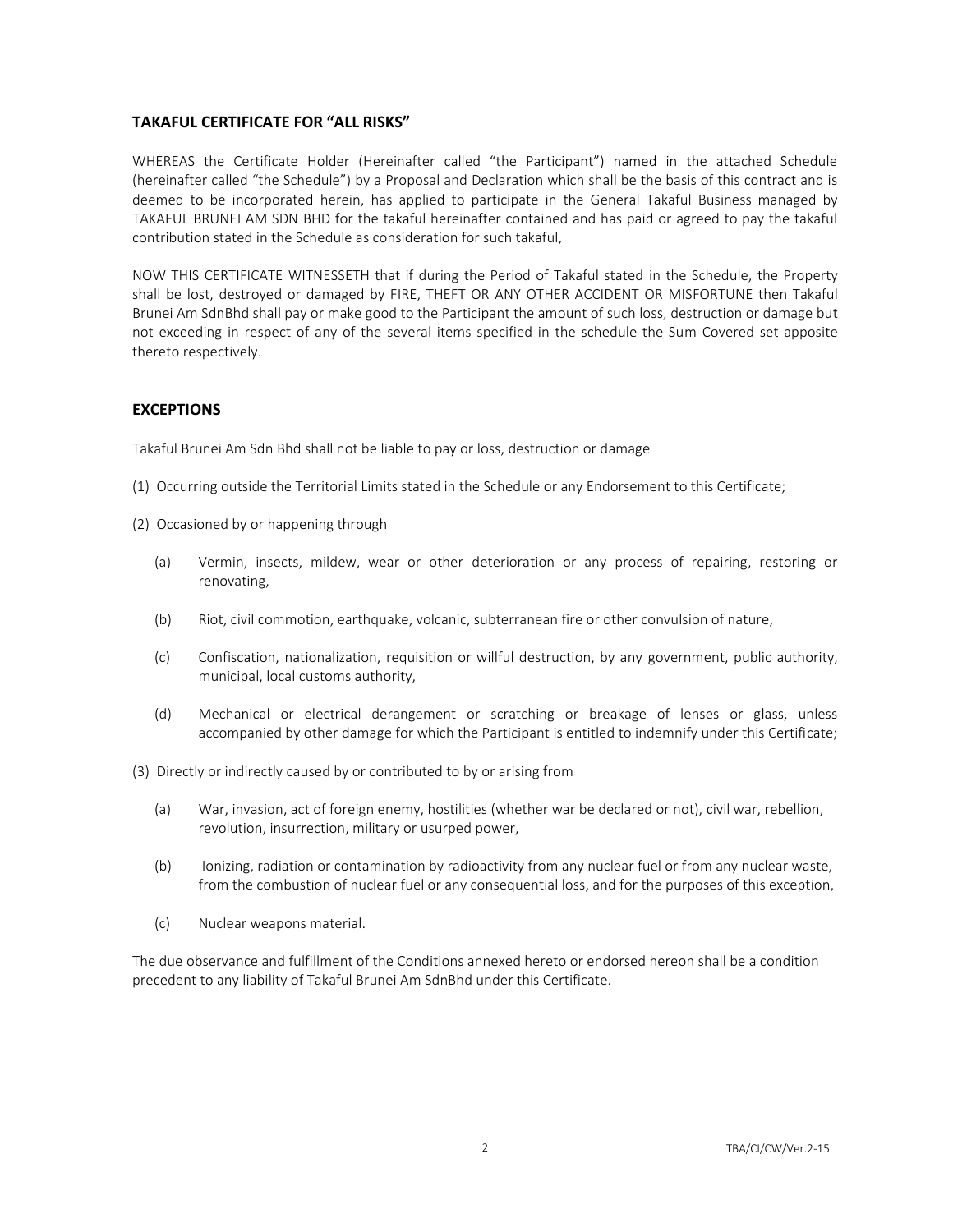## TAKAFUL CERTIFICATE FOR "ALL RISKS"

WHEREAS the Certificate Holder (Hereinafter called "the Participant") named in the attached Schedule (hereinafter called "the Schedule") by a Proposal and Declaration which shall be the basis of this contract and is deemed to be incorporated herein, has applied to participate in the General Takaful Business managed by TAKAFUL BRUNEI AM SDN BHD for the takaful hereinafter contained and has paid or agreed to pay the takaful contribution stated in the Schedule as consideration for such takaful,

NOW THIS CERTIFICATE WITNESSETH that if during the Period of Takaful stated in the Schedule, the Property shall be lost, destroyed or damaged by FIRE, THEFT OR ANY OTHER ACCIDENT OR MISFORTUNE then Takaful Brunei Am SdnBhd shall pay or make good to the Participant the amount of such loss, destruction or damage but not exceeding in respect of any of the several items specified in the schedule the Sum Covered set apposite thereto respectively.

## EXCEPTIONS

Takaful Brunei Am Sdn Bhd shall not be liable to pay or loss, destruction or damage

(1) Occurring outside the Territorial Limits stated in the Schedule or any Endorsement to this Certificate;

(2) Occasioned by or happening through

   (a) Vermin, insects, mildew, wear or other deterioration or any process of repairing, restoring or renovating,

   (b) Riot, civil commotion, earthquake, volcanic, subterranean fire or other convulsion of nature,

   (c) Confiscation, nationalization, requisition or willful destruction, by any government, public authority, municipal, local customs authority,

   (d) Mechanical or electrical derangement or scratching or breakage of lenses or glass, unless accompanied by other damage for which the Participant is entitled to indemnify under this Certificate;

(3) Directly or indirectly caused by or contributed to by or arising from

   (a) War, invasion, act of foreign enemy, hostilities (whether war be declared or not), civil war, rebellion, revolution, insurrection, military or usurped power,

   (b) Ionizing, radiation or contamination by radioactivity from any nuclear fuel or from any nuclear waste, from the combustion of nuclear fuel or any consequential loss, and for the purposes of this exception,

   (c) Nuclear weapons material.

The due observance and fulfillment of the Conditions annexed hereto or endorsed hereon shall be a condition precedent to any liability of Takaful Brunei Am SdnBhd under this Certificate.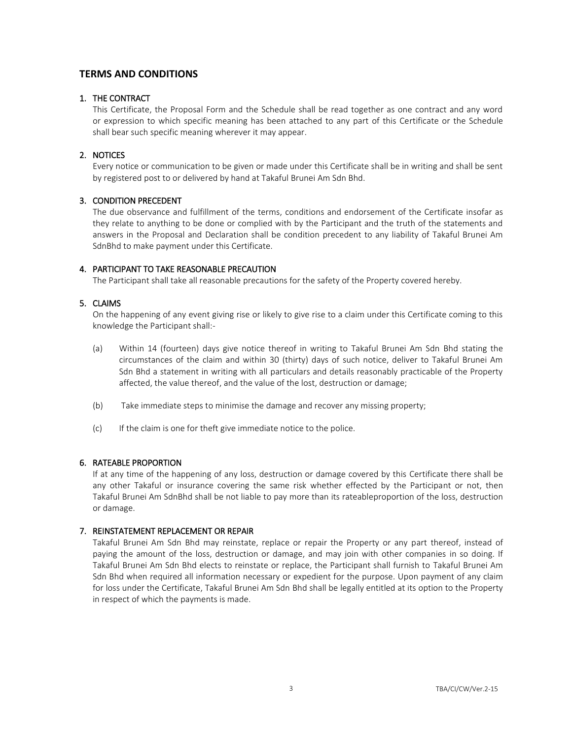## TERMS AND CONDITIONS

### 1. THE CONTRACT

This Certificate, the Proposal Form and the Schedule shall be read together as one contract and any word or expression to which specific meaning has been attached to any part of this Certificate or the Schedule shall bear such specific meaning wherever it may appear.

### 2. NOTICES

Every notice or communication to be given or made under this Certificate shall be in writing and shall be sent by registered post to or delivered by hand at Takaful Brunei Am Sdn Bhd.

### 3. CONDITION PRECEDENT

The due observance and fulfillment of the terms, conditions and endorsement of the Certificate insofar as they relate to anything to be done or complied with by the Participant and the truth of the statements and answers in the Proposal and Declaration shall be condition precedent to any liability of Takaful Brunei Am SdnBhd to make payment under this Certificate.

### 4. PARTICIPANT TO TAKE REASONABLE PRECAUTION

The Participant shall take all reasonable precautions for the safety of the Property covered hereby.

### 5. CLAIMS

On the happening of any event giving rise or likely to give rise to a claim under this Certificate coming to this knowledge the Participant shall:-

(a) Within 14 (fourteen) days give notice thereof in writing to Takaful Brunei Am Sdn Bhd stating the circumstances of the claim and within 30 (thirty) days of such notice, deliver to Takaful Brunei Am Sdn Bhd a statement in writing with all particulars and details reasonably practicable of the Property affected, the value thereof, and the value of the lost, destruction or damage;

(b) Take immediate steps to minimise the damage and recover any missing property;

(c) If the claim is one for theft give immediate notice to the police.

### 6. RATEABLE PROPORTION

If at any time of the happening of any loss, destruction or damage covered by this Certificate there shall be any other Takaful or insurance covering the same risk whether effected by the Participant or not, then Takaful Brunei Am SdnBhd shall be not liable to pay more than its rateableproportion of the loss, destruction or damage.

### 7. REINSTATEMENT REPLACEMENT OR REPAIR

Takaful Brunei Am Sdn Bhd may reinstate, replace or repair the Property or any part thereof, instead of paying the amount of the loss, destruction or damage, and may join with other companies in so doing. If Takaful Brunei Am Sdn Bhd elects to reinstate or replace, the Participant shall furnish to Takaful Brunei Am Sdn Bhd when required all information necessary or expedient for the purpose. Upon payment of any claim for loss under the Certificate, Takaful Brunei Am Sdn Bhd shall be legally entitled at its option to the Property in respect of which the payments is made.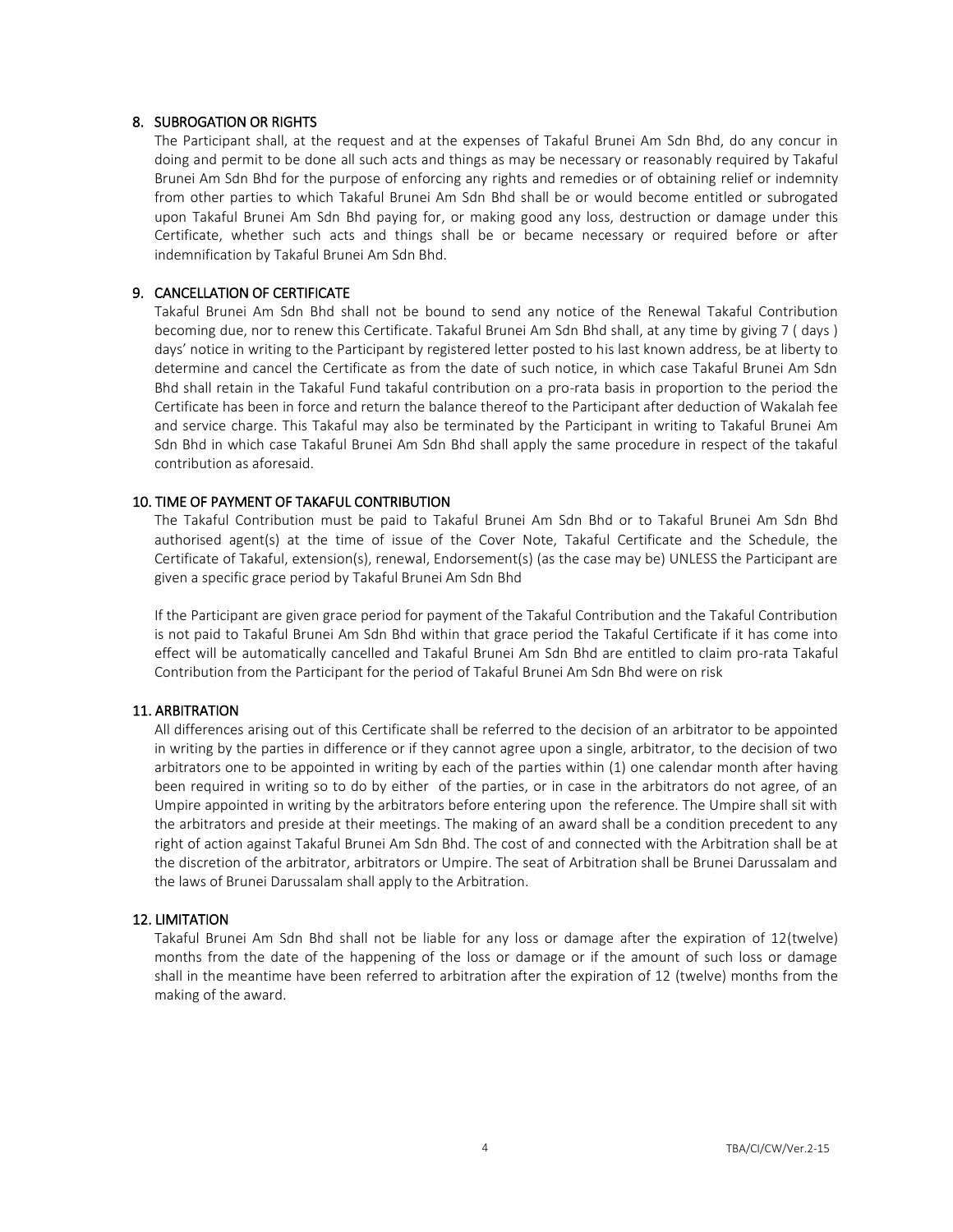## 8. SUBROGATION OR RIGHTS

The Participant shall, at the request and at the expenses of Takaful Brunei Am Sdn Bhd, do any concur in doing and permit to be done all such acts and things as may be necessary or reasonably required by Takaful Brunei Am Sdn Bhd for the purpose of enforcing any rights and remedies or of obtaining relief or indemnity from other parties to which Takaful Brunei Am Sdn Bhd shall be or would become entitled or subrogated upon Takaful Brunei Am Sdn Bhd paying for, or making good any loss, destruction or damage under this Certificate, whether such acts and things shall be or became necessary or required before or after indemnification by Takaful Brunei Am Sdn Bhd.

## 9. CANCELLATION OF CERTIFICATE

Takaful Brunei Am Sdn Bhd shall not be bound to send any notice of the Renewal Takaful Contribution becoming due, nor to renew this Certificate. Takaful Brunei Am Sdn Bhd shall, at any time by giving 7 ( days ) days' notice in writing to the Participant by registered letter posted to his last known address, be at liberty to determine and cancel the Certificate as from the date of such notice, in which case Takaful Brunei Am Sdn Bhd shall retain in the Takaful Fund takaful contribution on a pro-rata basis in proportion to the period the Certificate has been in force and return the balance thereof to the Participant after deduction of Wakalah fee and service charge. This Takaful may also be terminated by the Participant in writing to Takaful Brunei Am Sdn Bhd in which case Takaful Brunei Am Sdn Bhd shall apply the same procedure in respect of the takaful contribution as aforesaid.

## 10. TIME OF PAYMENT OF TAKAFUL CONTRIBUTION

The Takaful Contribution must be paid to Takaful Brunei Am Sdn Bhd or to Takaful Brunei Am Sdn Bhd authorised agent(s) at the time of issue of the Cover Note, Takaful Certificate and the Schedule, the Certificate of Takaful, extension(s), renewal, Endorsement(s) (as the case may be) UNLESS the Participant are given a specific grace period by Takaful Brunei Am Sdn Bhd

If the Participant are given grace period for payment of the Takaful Contribution and the Takaful Contribution is not paid to Takaful Brunei Am Sdn Bhd within that grace period the Takaful Certificate if it has come into effect will be automatically cancelled and Takaful Brunei Am Sdn Bhd are entitled to claim pro-rata Takaful Contribution from the Participant for the period of Takaful Brunei Am Sdn Bhd were on risk

## 11. ARBITRATION

All differences arising out of this Certificate shall be referred to the decision of an arbitrator to be appointed in writing by the parties in difference or if they cannot agree upon a single, arbitrator, to the decision of two arbitrators one to be appointed in writing by each of the parties within (1) one calendar month after having been required in writing so to do by either of the parties, or in case in the arbitrators do not agree, of an Umpire appointed in writing by the arbitrators before entering upon the reference. The Umpire shall sit with the arbitrators and preside at their meetings. The making of an award shall be a condition precedent to any right of action against Takaful Brunei Am Sdn Bhd. The cost of and connected with the Arbitration shall be at the discretion of the arbitrator, arbitrators or Umpire. The seat of Arbitration shall be Brunei Darussalam and the laws of Brunei Darussalam shall apply to the Arbitration.

## 12. LIMITATION

Takaful Brunei Am Sdn Bhd shall not be liable for any loss or damage after the expiration of 12(twelve) months from the date of the happening of the loss or damage or if the amount of such loss or damage shall in the meantime have been referred to arbitration after the expiration of 12 (twelve) months from the making of the award.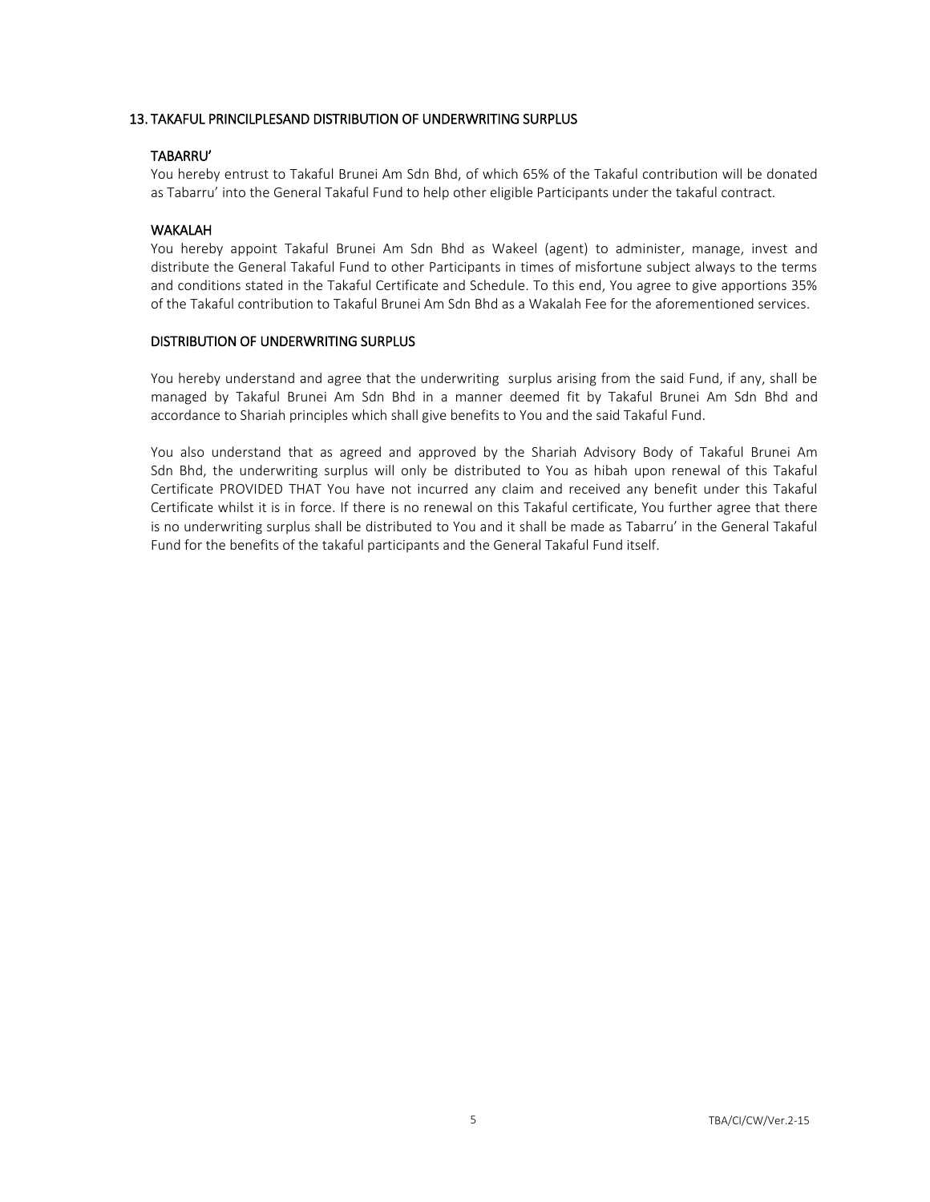## 13. TAKAFUL PRINCILPLESAND DISTRIBUTION OF UNDERWRITING SURPLUS

### TABARRU'

You hereby entrust to Takaful Brunei Am Sdn Bhd, of which 65% of the Takaful contribution will be donated as Tabarru' into the General Takaful Fund to help other eligible Participants under the takaful contract.

### WAKALAH

You hereby appoint Takaful Brunei Am Sdn Bhd as Wakeel (agent) to administer, manage, invest and distribute the General Takaful Fund to other Participants in times of misfortune subject always to the terms and conditions stated in the Takaful Certificate and Schedule. To this end, You agree to give apportions 35% of the Takaful contribution to Takaful Brunei Am Sdn Bhd as a Wakalah Fee for the aforementioned services.

### DISTRIBUTION OF UNDERWRITING SURPLUS

You hereby understand and agree that the underwriting surplus arising from the said Fund, if any, shall be managed by Takaful Brunei Am Sdn Bhd in a manner deemed fit by Takaful Brunei Am Sdn Bhd and accordance to Shariah principles which shall give benefits to You and the said Takaful Fund.

You also understand that as agreed and approved by the Shariah Advisory Body of Takaful Brunei Am Sdn Bhd, the underwriting surplus will only be distributed to You as hibah upon renewal of this Takaful Certificate PROVIDED THAT You have not incurred any claim and received any benefit under this Takaful Certificate whilst it is in force. If there is no renewal on this Takaful certificate, You further agree that there is no underwriting surplus shall be distributed to You and it shall be made as Tabarru' in the General Takaful Fund for the benefits of the takaful participants and the General Takaful Fund itself.

TBA/CI/CW/Ver.2-15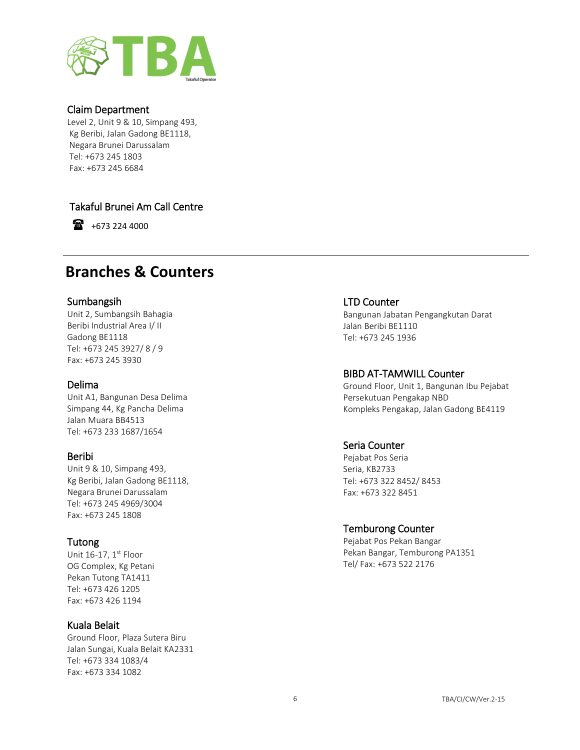## Claim Department

Level 2, Unit 9 & 10, Simpang 493,
Kg Beribi, Jalan Gadong BE1118,
Negara Brunei Darussalam
Tel: +673 245 1803
Fax: +673 245 6684

## Takaful Brunei Am Call Centre

☎ +673 224 4000

---

# Branches & Counters

### Sumbangsih

Unit 2, Sumbangsih Bahagia
Beribi Industrial Area I/ II
Gadong BE1118
Tel: +673 245 3927/ 8 / 9
Fax: +673 245 3930

### Delima

Unit A1, Bangunan Desa Delima
Simpang 44, Kg Pancha Delima
Jalan Muara BB4513
Tel: +673 233 1687/1654

### Beribi

Unit 9 & 10, Simpang 493,
Kg Beribi, Jalan Gadong BE1118,
Negara Brunei Darussalam
Tel: +673 245 4969/3004
Fax: +673 245 1808

### Tutong

Unit 16-17, 1st Floor
OG Complex, Kg Petani
Pekan Tutong TA1411
Tel: +673 426 1205
Fax: +673 426 1194

### Kuala Belait

Ground Floor, Plaza Sutera Biru
Jalan Sungai, Kuala Belait KA2331
Tel: +673 334 1083/4
Fax: +673 334 1082

### LTD Counter

Bangunan Jabatan Pengangkutan Darat
Jalan Beribi BE1110
Tel: +673 245 1936

### BIBD AT-TAMWILL Counter

Ground Floor, Unit 1, Bangunan Ibu Pejabat
Persekutuan Pengakap NBD
Kompleks Pengakap, Jalan Gadong BE4119

### Seria Counter

Pejabat Pos Seria
Seria, KB2733
Tel: +673 322 8452/ 8453
Fax: +673 322 8451

### Temburong Counter

Pejabat Pos Pekan Bangar
Pekan Bangar, Temburong PA1351
Tel/ Fax: +673 522 2176

TBA/CI/CW/Ver.2-15